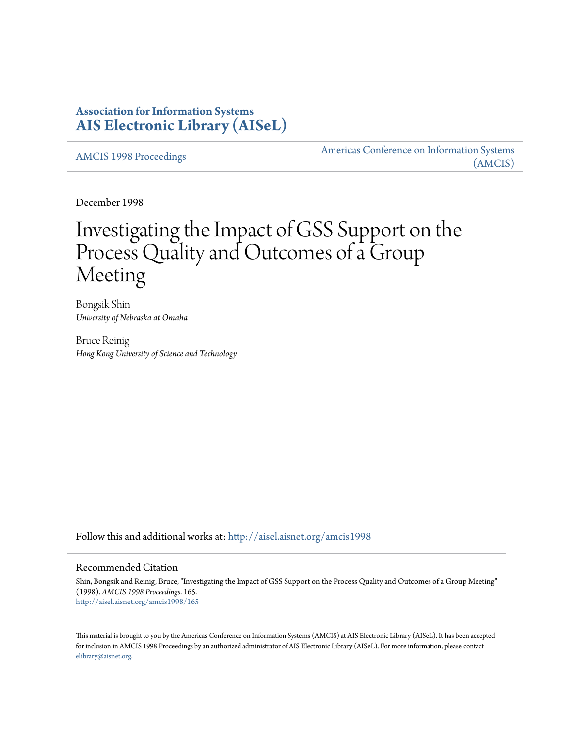# Association for Information Systems
# AIS Electronic Library (AISeL)

AMCIS 1998 Proceedings

Americas Conference on Information Systems (AMCIS)

December 1998

# Investigating the Impact of GSS Support on the Process Quality and Outcomes of a Group Meeting

Bongsik Shin
*University of Nebraska at Omaha*

Bruce Reinig
*Hong Kong University of Science and Technology*

Follow this and additional works at: http://aisel.aisnet.org/amcis1998

## Recommended Citation

Shin, Bongsik and Reinig, Bruce, "Investigating the Impact of GSS Support on the Process Quality and Outcomes of a Group Meeting" (1998). *AMCIS 1998 Proceedings*. 165.
http://aisel.aisnet.org/amcis1998/165

This material is brought to you by the Americas Conference on Information Systems (AMCIS) at AIS Electronic Library (AISeL). It has been accepted for inclusion in AMCIS 1998 Proceedings by an authorized administrator of AIS Electronic Library (AISeL). For more information, please contact elibrary@aisnet.org.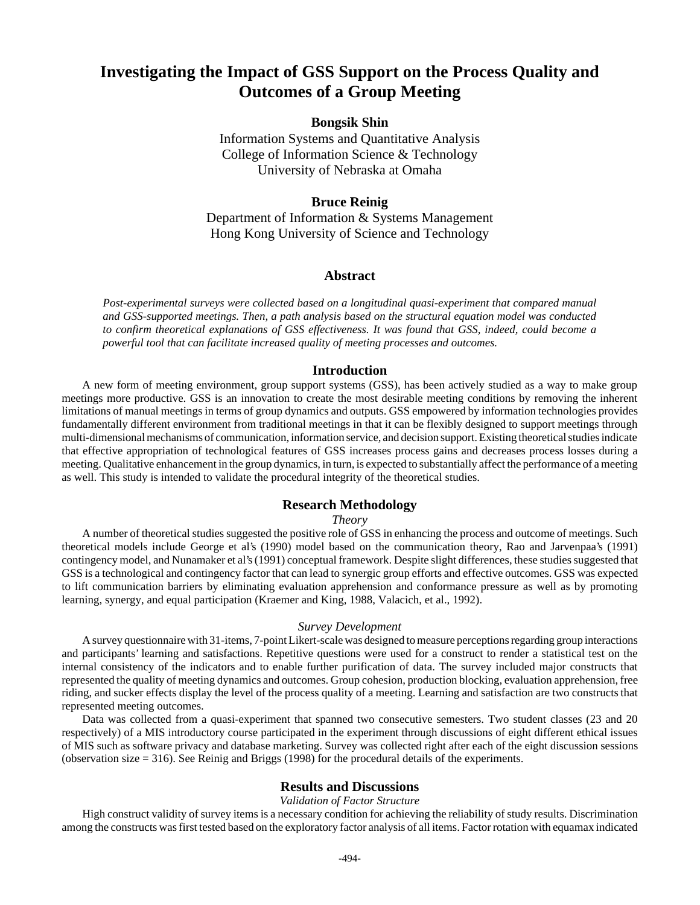# Investigating the Impact of GSS Support on the Process Quality and Outcomes of a Group Meeting

**Bongsik Shin**
Information Systems and Quantitative Analysis
College of Information Science & Technology
University of Nebraska at Omaha

**Bruce Reinig**
Department of Information & Systems Management
Hong Kong University of Science and Technology

## Abstract

*Post-experimental surveys were collected based on a longitudinal quasi-experiment that compared manual and GSS-supported meetings. Then, a path analysis based on the structural equation model was conducted to confirm theoretical explanations of GSS effectiveness. It was found that GSS, indeed, could become a powerful tool that can facilitate increased quality of meeting processes and outcomes.*

## Introduction

A new form of meeting environment, group support systems (GSS), has been actively studied as a way to make group meetings more productive. GSS is an innovation to create the most desirable meeting conditions by removing the inherent limitations of manual meetings in terms of group dynamics and outputs. GSS empowered by information technologies provides fundamentally different environment from traditional meetings in that it can be flexibly designed to support meetings through multi-dimensional mechanisms of communication, information service, and decision support. Existing theoretical studies indicate that effective appropriation of technological features of GSS increases process gains and decreases process losses during a meeting. Qualitative enhancement in the group dynamics, in turn, is expected to substantially affect the performance of a meeting as well. This study is intended to validate the procedural integrity of the theoretical studies.

## Research Methodology

### *Theory*

A number of theoretical studies suggested the positive role of GSS in enhancing the process and outcome of meetings. Such theoretical models include George et al's (1990) model based on the communication theory, Rao and Jarvenpaa's (1991) contingency model, and Nunamaker et al's (1991) conceptual framework. Despite slight differences, these studies suggested that GSS is a technological and contingency factor that can lead to synergic group efforts and effective outcomes. GSS was expected to lift communication barriers by eliminating evaluation apprehension and conformance pressure as well as by promoting learning, synergy, and equal participation (Kraemer and King, 1988, Valacich, et al., 1992).

### *Survey Development*

A survey questionnaire with 31-items, 7-point Likert-scale was designed to measure perceptions regarding group interactions and participants' learning and satisfactions. Repetitive questions were used for a construct to render a statistical test on the internal consistency of the indicators and to enable further purification of data. The survey included major constructs that represented the quality of meeting dynamics and outcomes. Group cohesion, production blocking, evaluation apprehension, free riding, and sucker effects display the level of the process quality of a meeting. Learning and satisfaction are two constructs that represented meeting outcomes.

Data was collected from a quasi-experiment that spanned two consecutive semesters. Two student classes (23 and 20 respectively) of a MIS introductory course participated in the experiment through discussions of eight different ethical issues of MIS such as software privacy and database marketing. Survey was collected right after each of the eight discussion sessions (observation size = 316). See Reinig and Briggs (1998) for the procedural details of the experiments.

## Results and Discussions

### *Validation of Factor Structure*

High construct validity of survey items is a necessary condition for achieving the reliability of study results. Discrimination among the constructs was first tested based on the exploratory factor analysis of all items. Factor rotation with equamax indicated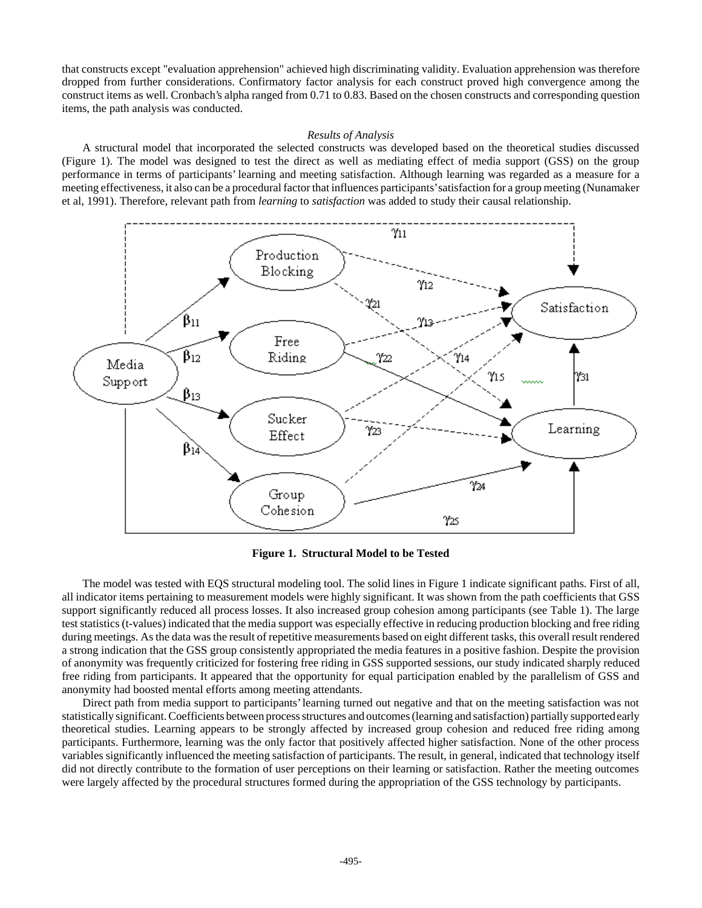that constructs except "evaluation apprehension" achieved high discriminating validity. Evaluation apprehension was therefore dropped from further considerations. Confirmatory factor analysis for each construct proved high convergence among the construct items as well. Cronbach's alpha ranged from 0.71 to 0.83. Based on the chosen constructs and corresponding question items, the path analysis was conducted.

### *Results of Analysis*

A structural model that incorporated the selected constructs was developed based on the theoretical studies discussed (Figure 1). The model was designed to test the direct as well as mediating effect of media support (GSS) on the group performance in terms of participants' learning and meeting satisfaction. Although learning was regarded as a measure for a meeting effectiveness, it also can be a procedural factor that influences participants' satisfaction for a group meeting (Nunamaker et al, 1991). Therefore, relevant path from *learning* to *satisfaction* was added to study their causal relationship.

**Figure 1. Structural Model to be Tested**

The model was tested with EQS structural modeling tool. The solid lines in Figure 1 indicate significant paths. First of all, all indicator items pertaining to measurement models were highly significant. It was shown from the path coefficients that GSS support significantly reduced all process losses. It also increased group cohesion among participants (see Table 1). The large test statistics (t-values) indicated that the media support was especially effective in reducing production blocking and free riding during meetings. As the data was the result of repetitive measurements based on eight different tasks, this overall result rendered a strong indication that the GSS group consistently appropriated the media features in a positive fashion. Despite the provision of anonymity was frequently criticized for fostering free riding in GSS supported sessions, our study indicated sharply reduced free riding from participants. It appeared that the opportunity for equal participation enabled by the parallelism of GSS and anonymity had boosted mental efforts among meeting attendants.

Direct path from media support to participants' learning turned out negative and that on the meeting satisfaction was not statistically significant. Coefficients between process structures and outcomes (learning and satisfaction) partially supported early theoretical studies. Learning appears to be strongly affected by increased group cohesion and reduced free riding among participants. Furthermore, learning was the only factor that positively affected higher satisfaction. None of the other process variables significantly influenced the meeting satisfaction of participants. The result, in general, indicated that technology itself did not directly contribute to the formation of user perceptions on their learning or satisfaction. Rather the meeting outcomes were largely affected by the procedural structures formed during the appropriation of the GSS technology by participants.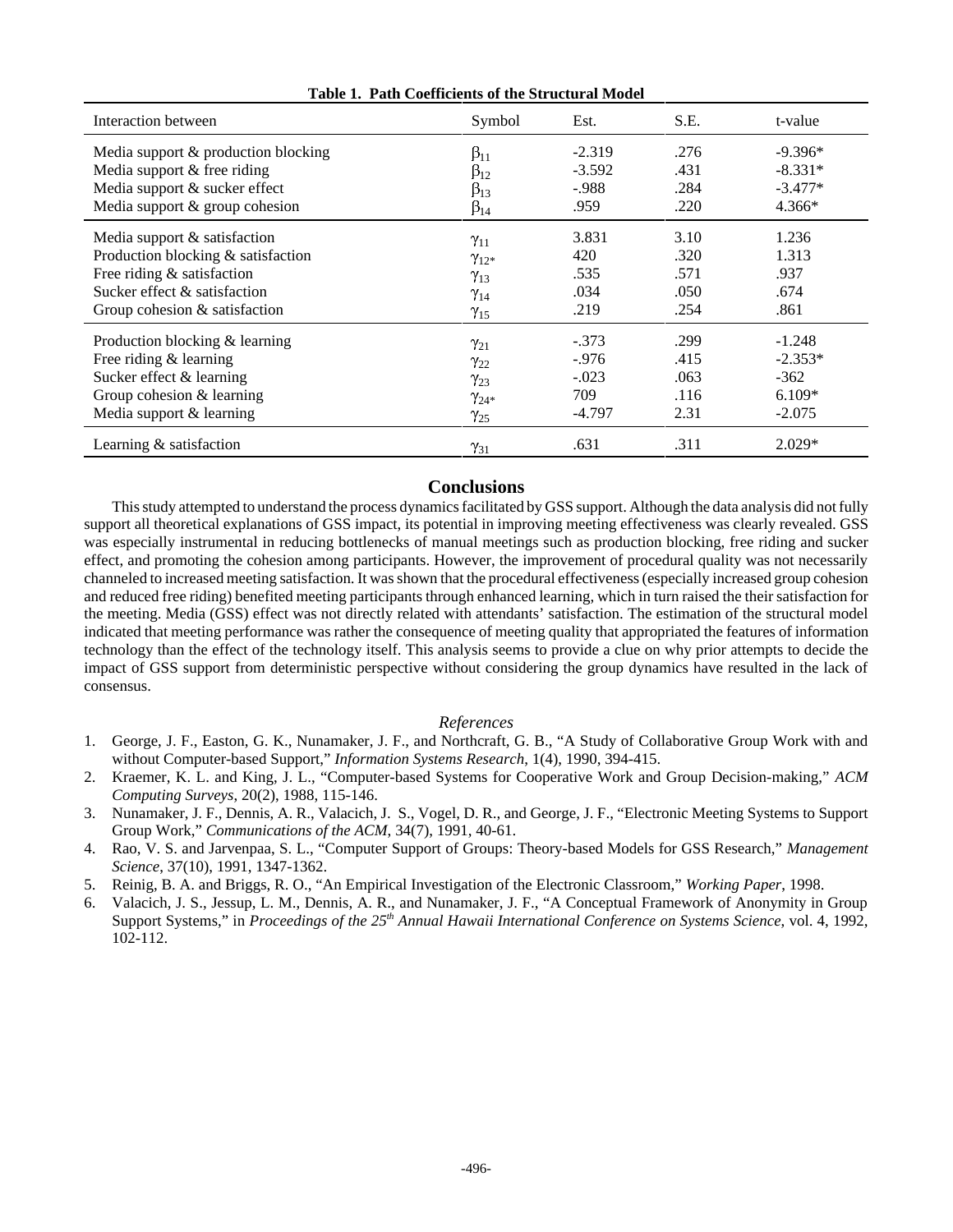**Table 1. Path Coefficients of the Structural Model**

| Interaction between | Symbol | Est. | S.E. | t-value |
|---|---|---|---|---|
| Media support & production blocking | $\beta_{11}$ | -2.319 | .276 | -9.396* |
| Media support & free riding | $\beta_{12}$ | -3.592 | .431 | -8.331* |
| Media support & sucker effect | $\beta_{13}$ | -.988 | .284 | -3.477* |
| Media support & group cohesion | $\beta_{14}$ | .959 | .220 | 4.366* |
| Media support & satisfaction | $\gamma_{11}$ | 3.831 | 3.10 | 1.236 |
| Production blocking & satisfaction | $\gamma_{12*}$ | 420 | .320 | 1.313 |
| Free riding & satisfaction | $\gamma_{13}$ | .535 | .571 | .937 |
| Sucker effect & satisfaction | $\gamma_{14}$ | .034 | .050 | .674 |
| Group cohesion & satisfaction | $\gamma_{15}$ | .219 | .254 | .861 |
| Production blocking & learning | $\gamma_{21}$ | -.373 | .299 | -1.248 |
| Free riding & learning | $\gamma_{22}$ | -.976 | .415 | -2.353* |
| Sucker effect & learning | $\gamma_{23}$ | -.023 | .063 | -362 |
| Group cohesion & learning | $\gamma_{24*}$ | 709 | .116 | 6.109* |
| Media support & learning | $\gamma_{25}$ | -4.797 | 2.31 | -2.075 |
| Learning & satisfaction | $\gamma_{31}$ | .631 | .311 | 2.029* |

## Conclusions

This study attempted to understand the process dynamics facilitated by GSS support. Although the data analysis did not fully support all theoretical explanations of GSS impact, its potential in improving meeting effectiveness was clearly revealed. GSS was especially instrumental in reducing bottlenecks of manual meetings such as production blocking, free riding and sucker effect, and promoting the cohesion among participants. However, the improvement of procedural quality was not necessarily channeled to increased meeting satisfaction. It was shown that the procedural effectiveness (especially increased group cohesion and reduced free riding) benefited meeting participants through enhanced learning, which in turn raised the their satisfaction for the meeting. Media (GSS) effect was not directly related with attendants' satisfaction. The estimation of the structural model indicated that meeting performance was rather the consequence of meeting quality that appropriated the features of information technology than the effect of the technology itself. This analysis seems to provide a clue on why prior attempts to decide the impact of GSS support from deterministic perspective without considering the group dynamics have resulted in the lack of consensus.

### *References*

1. George, J. F., Easton, G. K., Nunamaker, J. F., and Northcraft, G. B., "A Study of Collaborative Group Work with and without Computer-based Support," *Information Systems Research*, 1(4), 1990, 394-415.
2. Kraemer, K. L. and King, J. L., "Computer-based Systems for Cooperative Work and Group Decision-making," *ACM Computing Surveys*, 20(2), 1988, 115-146.
3. Nunamaker, J. F., Dennis, A. R., Valacich, J. S., Vogel, D. R., and George, J. F., "Electronic Meeting Systems to Support Group Work," *Communications of the ACM*, 34(7), 1991, 40-61.
4. Rao, V. S. and Jarvenpaa, S. L., "Computer Support of Groups: Theory-based Models for GSS Research," *Management Science*, 37(10), 1991, 1347-1362.
5. Reinig, B. A. and Briggs, R. O., "An Empirical Investigation of the Electronic Classroom," *Working Paper*, 1998.
6. Valacich, J. S., Jessup, L. M., Dennis, A. R., and Nunamaker, J. F., "A Conceptual Framework of Anonymity in Group Support Systems," in *Proceedings of the 25th Annual Hawaii International Conference on Systems Science*, vol. 4, 1992, 102-112.